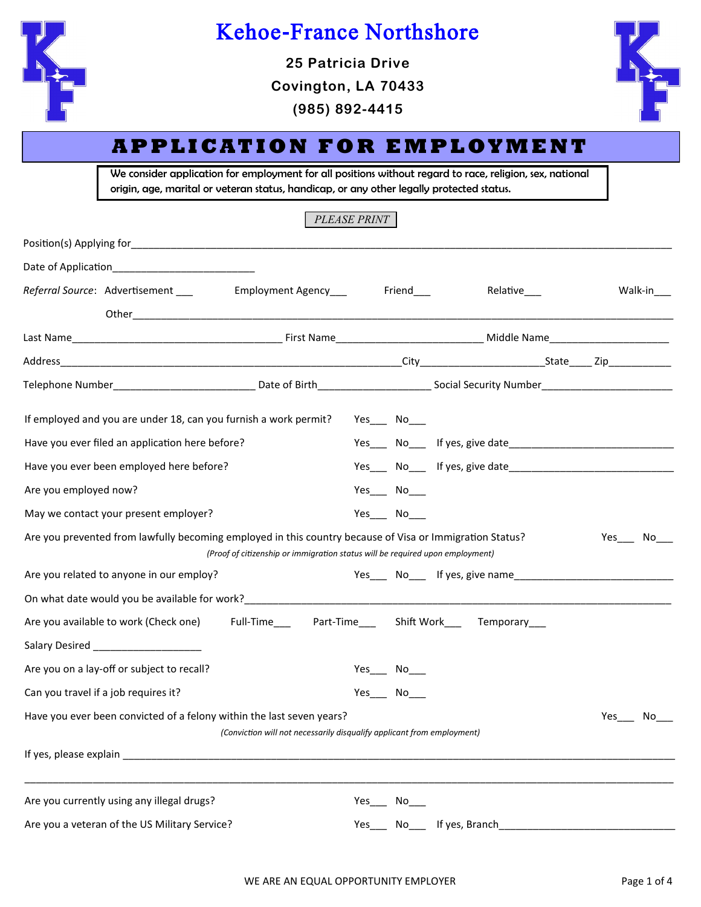# Kehoe-France Northshore

**25 Patricia Drive**

**Covington, LA 70433**

**(985) 892-4415**

## APPLICATION FOR EMPLOYMENT

**We consider application for employment for all positions without regard to race, religion, sex, national origin, age, marital or veteran status, handicap, or any other legally protected status.**

*PLEASE PRINT*

Position(s) Applying for_______________________________________________

Date of Application_________________________

*Referral Source*: Advertisement ___ Employment Agency___ Friend___ Relative___ Walk-in___

Other_______________________________________________

Last Name______________________ First Name______________________ Middle Name____________________

Address______________________________________City____________________State____ Zip___________

Telephone Number_________________________ Date of Birth____________________ Social Security Number________________________

If employed and you are under 18, can you furnish a work permit? Yes___ No___

Have you ever filed an application here before? Yes___ No___ If yes, give date_____________________________

Have you ever been employed here before? Yes___ No___ If yes, give date_____________________________

Are you employed now? Yes___ No___

May we contact your present employer? Yes___ No___

Are you prevented from lawfully becoming employed in this country because of Visa or Immigration Status? Yes___ No___

*(Proof of citizenship or immigration status will be required upon employment)*

Are you related to anyone in our employ? Yes___ No___ If yes, give name____________________________

On what date would you be available for work?_______________________________________________

Are you available to work (Check one) Full-Time___ Part-Time___ Shift Work___ Temporary___

Salary Desired ___________________

Are you on a lay-off or subject to recall? Yes___ No___

Can you travel if a job requires it? Yes___ No___

Have you ever been convicted of a felony within the last seven years? Yes___ No___

*(Conviction will not necessarily disqualify applicant from employment)*

If yes, please explain _______________________________________________

_______________________________________________

Are you currently using any illegal drugs? Yes___ No___

Are you a veteran of the US Military Service? Yes___ No___ If yes, Branch_______________________________

WE ARE AN EQUAL OPPORTUNITY EMPLOYER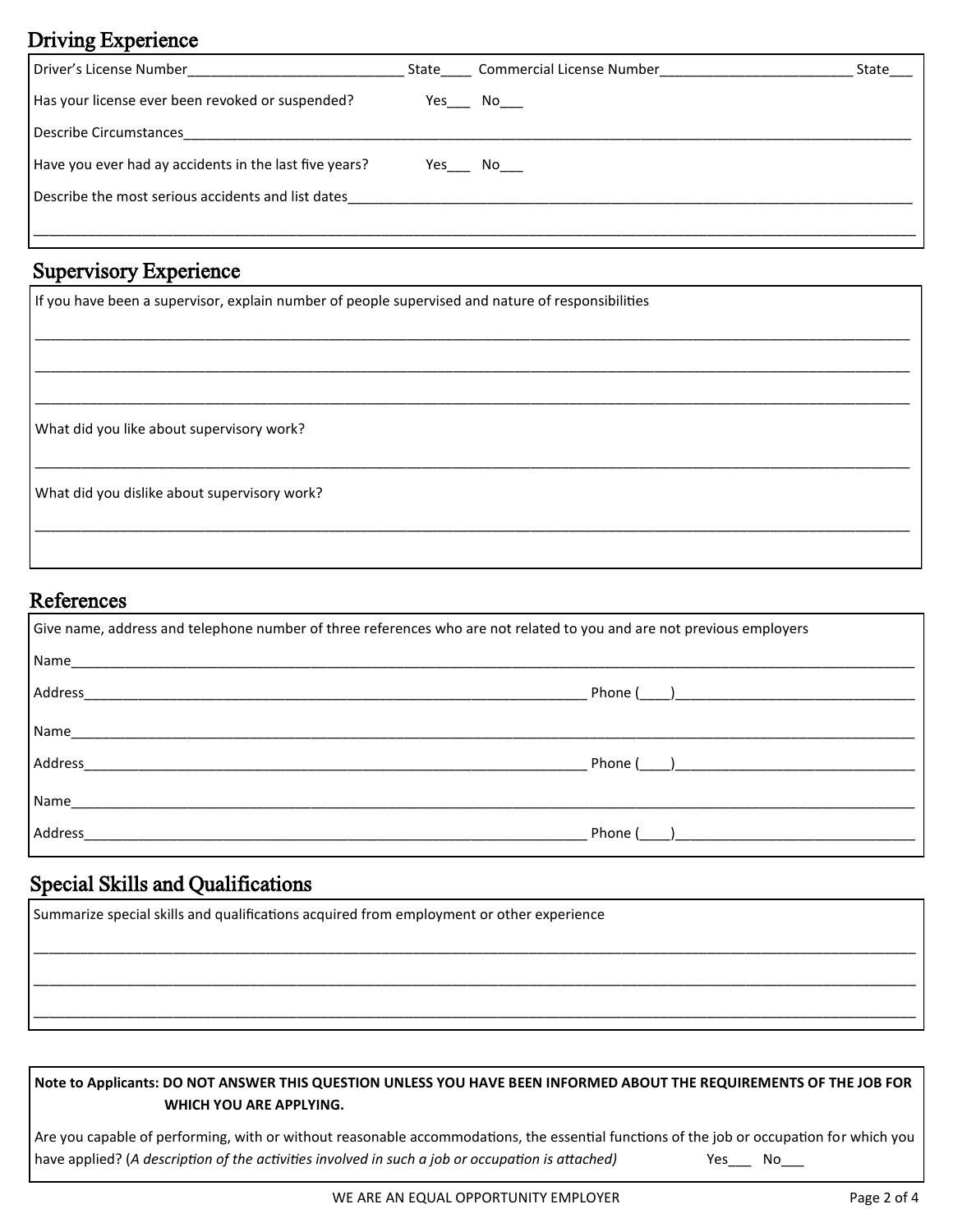## Driving Experience

Driver's License Number____________________________ State____ Commercial License Number_________________________ State___

Has your license ever been revoked or suspended? Yes___ No___

Describe Circumstances______________________________________________________________________________________________

Have you ever had ay accidents in the last five years? Yes___ No___

Describe the most serious accidents and list dates______________________________________________________________________________

______________________________________________________________________________________________________________

## Supervisory Experience

If you have been a supervisor, explain number of people supervised and nature of responsibilities

______________________________________________________________________________________________________________

______________________________________________________________________________________________________________

______________________________________________________________________________________________________________

What did you like about supervisory work?

______________________________________________________________________________________________________________

What did you dislike about supervisory work?

______________________________________________________________________________________________________________

## References

Give name, address and telephone number of three references who are not related to you and are not previous employers

Name______________________________________________________________________________________________________________

Address__________________________________________________________________ Phone (____)______________________________

Name______________________________________________________________________________________________________________

Address__________________________________________________________________ Phone (____)______________________________

Name______________________________________________________________________________________________________________

Address__________________________________________________________________ Phone (____)______________________________

## Special Skills and Qualifications

Summarize special skills and qualifications acquired from employment or other experience

______________________________________________________________________________________________________________

______________________________________________________________________________________________________________

______________________________________________________________________________________________________________

**Note to Applicants: DO NOT ANSWER THIS QUESTION UNLESS YOU HAVE BEEN INFORMED ABOUT THE REQUIREMENTS OF THE JOB FOR WHICH YOU ARE APPLYING.**

Are you capable of performing, with or without reasonable accommodations, the essential functions of the job or occupation for which you have applied? (*A description of the activities involved in such a job or occupation is attached*) Yes___ No___

WE ARE AN EQUAL OPPORTUNITY EMPLOYER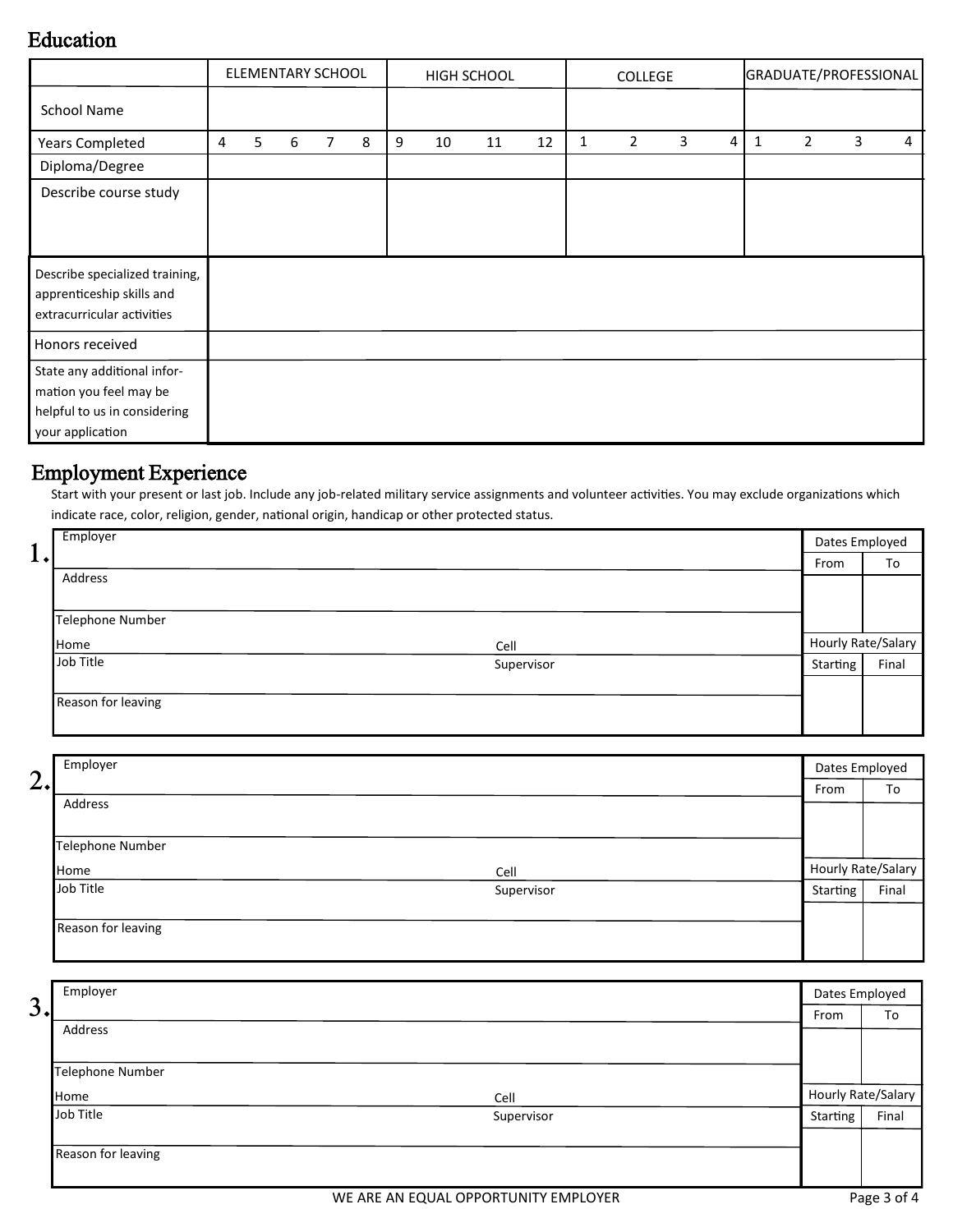## Education

| | ELEMENTARY SCHOOL | | | | | HIGH SCHOOL | | | | COLLEGE | | | | GRADUATE/PROFESSIONAL | | | |
|---|---|---|---|---|---|---|---|---|---|---|---|---|---|---|---|---|---|
| School Name | | | | | | | | | | | | | | | | | |
| Years Completed | 4 | 5 | 6 | 7 | 8 | 9 | 10 | 11 | 12 | 1 | 2 | 3 | 4 | 1 | 2 | 3 | 4 |
| Diploma/Degree | | | | | | | | | | | | | | | | | |
| Describe course study | | | | | | | | | | | | | | | | | |

| | |
|---|---|
| Describe specialized training, apprenticeship skills and extracurricular activities | |
| Honors received | |
| State any additional information you feel may be helpful to us in considering your application | |

## Employment Experience

Start with your present or last job. Include any job-related military service assignments and volunteer activities. You may exclude organizations which indicate race, color, religion, gender, national origin, handicap or other protected status.

**1.**

| | | Dates Employed | |
|---|---|---|---|
| Employer | | From | To |
| Address | | | |
| Telephone Number | | Hourly Rate/Salary | |
| Home | Cell | Starting | Final |
| Job Title | Supervisor | | |
| Reason for leaving | | | |

**2.**

| | | Dates Employed | |
|---|---|---|---|
| Employer | | From | To |
| Address | | | |
| Telephone Number | | Hourly Rate/Salary | |
| Home | Cell | Starting | Final |
| Job Title | Supervisor | | |
| Reason for leaving | | | |

**3.**

| | | Dates Employed | |
|---|---|---|---|
| Employer | | From | To |
| Address | | | |
| Telephone Number | | Hourly Rate/Salary | |
| Home | Cell | Starting | Final |
| Job Title | Supervisor | | |
| Reason for leaving | | | |

WE ARE AN EQUAL OPPORTUNITY EMPLOYER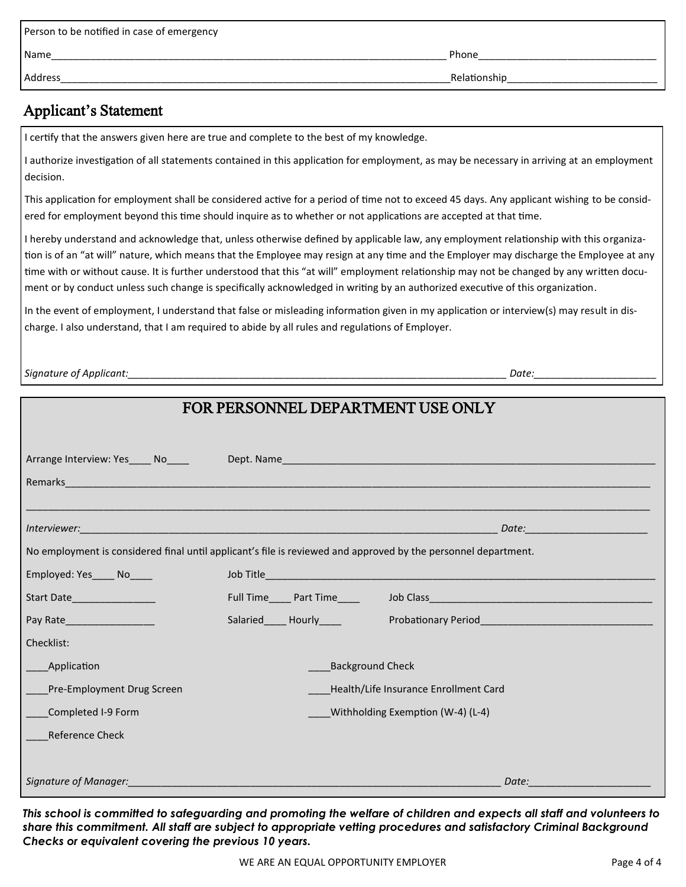Person to be notified in case of emergency

Name\_\_\_\_\_\_\_\_\_\_\_\_\_\_\_\_\_\_\_\_\_\_\_\_\_\_\_\_\_\_\_\_\_\_\_\_\_\_\_\_\_\_\_\_ Phone\_\_\_\_\_\_\_\_\_\_\_\_\_\_\_\_\_\_\_\_\_\_\_\_

Address\_\_\_\_\_\_\_\_\_\_\_\_\_\_\_\_\_\_\_\_\_\_\_\_\_\_\_\_\_\_\_\_\_\_\_\_\_\_\_\_\_\_\_\_ Relationship\_\_\_\_\_\_\_\_\_\_\_\_\_\_\_\_\_\_\_\_

## Applicant's Statement

I certify that the answers given here are true and complete to the best of my knowledge.

I authorize investigation of all statements contained in this application for employment, as may be necessary in arriving at an employment decision.

This application for employment shall be considered active for a period of time not to exceed 45 days. Any applicant wishing to be considered for employment beyond this time should inquire as to whether or not applications are accepted at that time.

I hereby understand and acknowledge that, unless otherwise defined by applicable law, any employment relationship with this organization is of an "at will" nature, which means that the Employee may resign at any time and the Employer may discharge the Employee at any time with or without cause. It is further understood that this "at will" employment relationship may not be changed by any written document or by conduct unless such change is specifically acknowledged in writing by an authorized executive of this organization.

In the event of employment, I understand that false or misleading information given in my application or interview(s) may result in discharge. I also understand, that I am required to abide by all rules and regulations of Employer.

*Signature of Applicant:*\_\_\_\_\_\_\_\_\_\_\_\_\_\_\_\_\_\_\_\_\_\_\_\_\_\_\_\_\_\_\_\_\_\_\_\_\_\_\_\_\_\_\_\_ *Date:*\_\_\_\_\_\_\_\_\_\_\_\_\_\_\_\_

## FOR PERSONNEL DEPARTMENT USE ONLY

Arrange Interview: Yes\_\_\_\_ No\_\_\_\_ Dept. Name\_\_\_\_\_\_\_\_\_\_\_\_\_\_\_\_\_\_\_\_\_\_\_\_\_\_\_\_\_\_\_\_\_\_\_\_\_\_\_\_

Remarks\_\_\_\_\_\_\_\_\_\_\_\_\_\_\_\_\_\_\_\_\_\_\_\_\_\_\_\_\_\_\_\_\_\_\_\_\_\_\_\_\_\_\_\_\_\_\_\_\_\_\_\_\_\_\_\_\_\_\_\_\_\_

\_\_\_\_\_\_\_\_\_\_\_\_\_\_\_\_\_\_\_\_\_\_\_\_\_\_\_\_\_\_\_\_\_\_\_\_\_\_\_\_\_\_\_\_\_\_\_\_\_\_\_\_\_\_\_\_\_\_\_\_\_\_\_\_\_\_\_\_\_\_

*Interviewer:*\_\_\_\_\_\_\_\_\_\_\_\_\_\_\_\_\_\_\_\_\_\_\_\_\_\_\_\_\_\_\_\_\_\_\_\_\_\_\_\_\_\_\_\_\_\_\_\_ *Date:*\_\_\_\_\_\_\_\_\_\_\_\_\_\_\_\_

No employment is considered final until applicant's file is reviewed and approved by the personnel department.

Employed: Yes\_\_\_\_ No\_\_\_\_ Job Title\_\_\_\_\_\_\_\_\_\_\_\_\_\_\_\_\_\_\_\_\_\_\_\_\_\_\_\_\_\_\_\_\_\_\_\_\_\_\_\_

Start Date\_\_\_\_\_\_\_\_\_\_\_\_ Full Time\_\_\_\_ Part Time\_\_\_\_ Job Class\_\_\_\_\_\_\_\_\_\_\_\_\_\_\_\_\_\_\_\_\_\_\_\_

Pay Rate\_\_\_\_\_\_\_\_\_\_\_\_ Salaried\_\_\_\_ Hourly\_\_\_\_ Probationary Period\_\_\_\_\_\_\_\_\_\_\_\_\_\_\_\_\_\_\_\_

Checklist:

\_\_\_\_Application

\_\_\_\_Background Check

\_\_\_\_Pre-Employment Drug Screen

\_\_\_\_Health/Life Insurance Enrollment Card

\_\_\_\_Completed I-9 Form

\_\_\_\_Withholding Exemption (W-4) (L-4)

\_\_\_\_Reference Check

*Signature of Manager:*\_\_\_\_\_\_\_\_\_\_\_\_\_\_\_\_\_\_\_\_\_\_\_\_\_\_\_\_\_\_\_\_\_\_\_\_\_\_\_\_\_\_\_\_ *Date:*\_\_\_\_\_\_\_\_\_\_\_\_\_\_\_\_

***This school is committed to safeguarding and promoting the welfare of children and expects all staff and volunteers to share this commitment. All staff are subject to appropriate vetting procedures and satisfactory Criminal Background Checks or equivalent covering the previous 10 years.***

WE ARE AN EQUAL OPPORTUNITY EMPLOYER